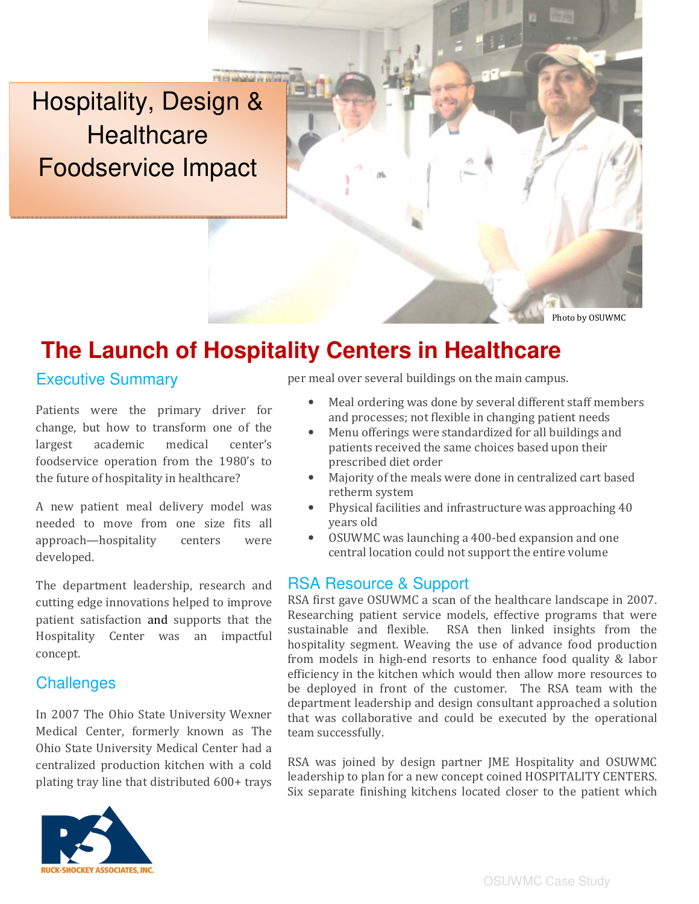# Hospitality, Design & Healthcare Foodservice Impact

Photo by OSUWMC

## The Launch of Hospitality Centers in Healthcare

### Executive Summary

Patients were the primary driver for change, but how to transform one of the largest academic medical center's foodservice operation from the 1980's to the future of hospitality in healthcare?

A new patient meal delivery model was needed to move from one size fits all approach—hospitality centers were developed.

The department leadership, research and cutting edge innovations helped to improve patient satisfaction and supports that the Hospitality Center was an impactful concept.

### Challenges

In 2007 The Ohio State University Wexner Medical Center, formerly known as The Ohio State University Medical Center had a centralized production kitchen with a cold plating tray line that distributed 600+ trays per meal over several buildings on the main campus.

- Meal ordering was done by several different staff members and processes; not flexible in changing patient needs
- Menu offerings were standardized for all buildings and patients received the same choices based upon their prescribed diet order
- Majority of the meals were done in centralized cart based retherm system
- Physical facilities and infrastructure was approaching 40 years old
- OSUWMC was launching a 400-bed expansion and one central location could not support the entire volume

### RSA Resource & Support

RSA first gave OSUWMC a scan of the healthcare landscape in 2007. Researching patient service models, effective programs that were sustainable and flexible. RSA then linked insights from the hospitality segment. Weaving the use of advance food production from models in high-end resorts to enhance food quality & labor efficiency in the kitchen which would then allow more resources to be deployed in front of the customer. The RSA team with the department leadership and design consultant approached a solution that was collaborative and could be executed by the operational team successfully.

RSA was joined by design partner JME Hospitality and OSUWMC leadership to plan for a new concept coined HOSPITALITY CENTERS. Six separate finishing kitchens located closer to the patient which

RUCK-SHOCKEY ASSOCIATES, INC.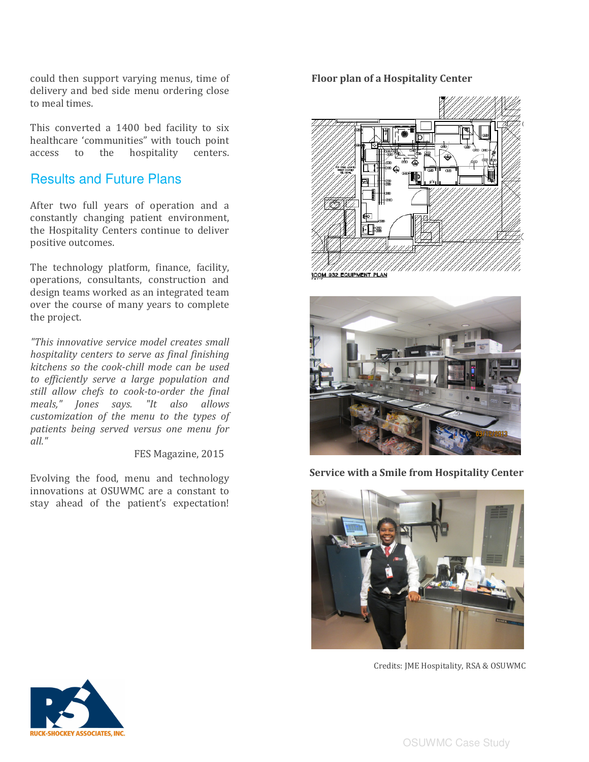could then support varying menus, time of delivery and bed side menu ordering close to meal times.

This converted a 1400 bed facility to six healthcare 'communities" with touch point access to the hospitality centers.

## Results and Future Plans

After two full years of operation and a constantly changing patient environment, the Hospitality Centers continue to deliver positive outcomes.

The technology platform, finance, facility, operations, consultants, construction and design teams worked as an integrated team over the course of many years to complete the project.

*"This innovative service model creates small hospitality centers to serve as final finishing kitchens so the cook-chill mode can be used to efficiently serve a large population and still allow chefs to cook-to-order the final meals," Jones says. "It also allows customization of the menu to the types of patients being served versus one menu for all."*

FES Magazine, 2015

Evolving the food, menu and technology innovations at OSUWMC are a constant to stay ahead of the patient's expectation!

**Floor plan of a Hospitality Center**

**Service with a Smile from Hospitality Center**

Credits: JME Hospitality, RSA & OSUWMC

RUCK-SHOCKEY ASSOCIATES, INC.